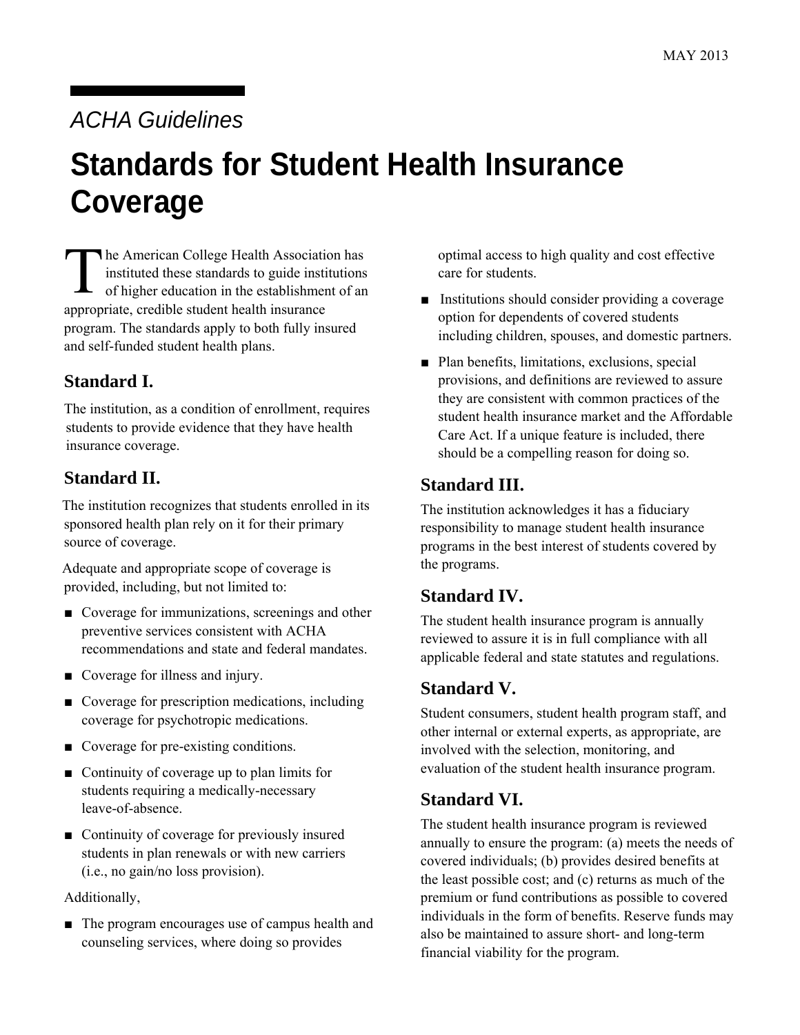MAY 2013

*ACHA Guidelines*

# Standards for Student Health Insurance Coverage

The American College Health Association has instituted these standards to guide institutions of higher education in the establishment of an appropriate, credible student health insurance program. The standards apply to both fully insured and self-funded student health plans.

## Standard I.

The institution, as a condition of enrollment, requires students to provide evidence that they have health insurance coverage.

## Standard II.

The institution recognizes that students enrolled in its sponsored health plan rely on it for their primary source of coverage.

Adequate and appropriate scope of coverage is provided, including, but not limited to:

- Coverage for immunizations, screenings and other preventive services consistent with ACHA recommendations and state and federal mandates.
- Coverage for illness and injury.
- Coverage for prescription medications, including coverage for psychotropic medications.
- Coverage for pre-existing conditions.
- Continuity of coverage up to plan limits for students requiring a medically-necessary leave-of-absence.
- Continuity of coverage for previously insured students in plan renewals or with new carriers (i.e., no gain/no loss provision).

Additionally,

- The program encourages use of campus health and counseling services, where doing so provides optimal access to high quality and cost effective care for students.
- Institutions should consider providing a coverage option for dependents of covered students including children, spouses, and domestic partners.
- Plan benefits, limitations, exclusions, special provisions, and definitions are reviewed to assure they are consistent with common practices of the student health insurance market and the Affordable Care Act. If a unique feature is included, there should be a compelling reason for doing so.

## Standard III.

The institution acknowledges it has a fiduciary responsibility to manage student health insurance programs in the best interest of students covered by the programs.

## Standard IV.

The student health insurance program is annually reviewed to assure it is in full compliance with all applicable federal and state statutes and regulations.

## Standard V.

Student consumers, student health program staff, and other internal or external experts, as appropriate, are involved with the selection, monitoring, and evaluation of the student health insurance program.

## Standard VI.

The student health insurance program is reviewed annually to ensure the program: (a) meets the needs of covered individuals; (b) provides desired benefits at the least possible cost; and (c) returns as much of the premium or fund contributions as possible to covered individuals in the form of benefits. Reserve funds may also be maintained to assure short- and long-term financial viability for the program.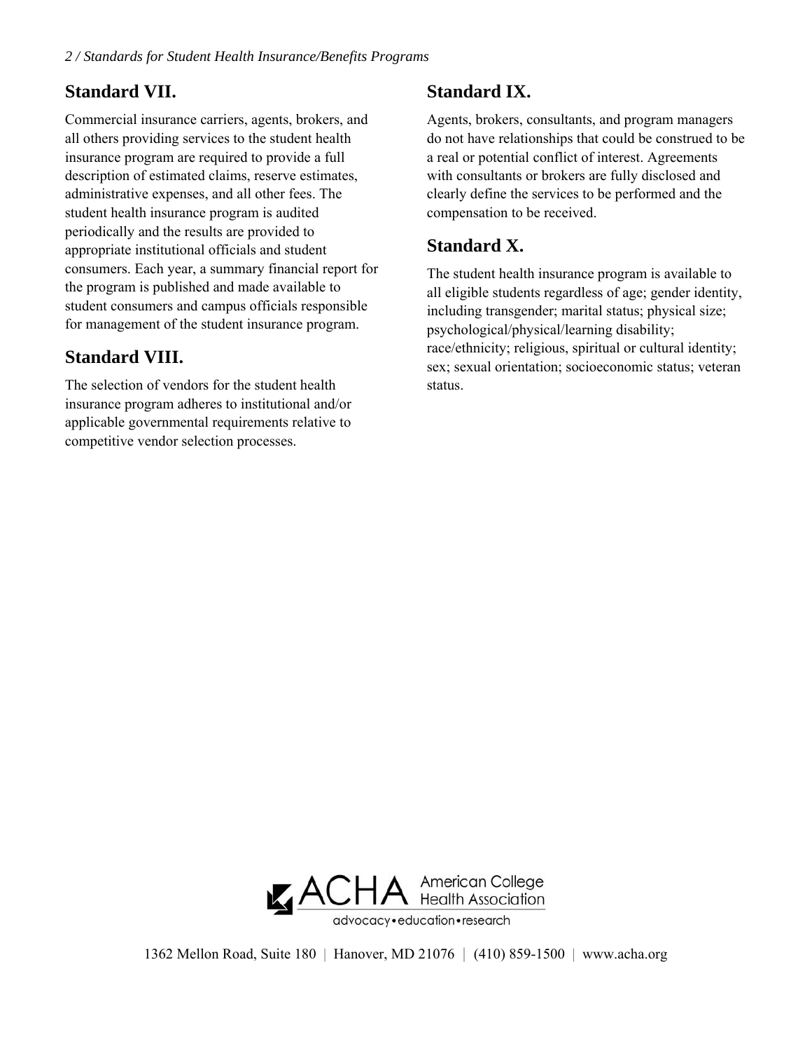## Standard VII.

Commercial insurance carriers, agents, brokers, and all others providing services to the student health insurance program are required to provide a full description of estimated claims, reserve estimates, administrative expenses, and all other fees. The student health insurance program is audited periodically and the results are provided to appropriate institutional officials and student consumers. Each year, a summary financial report for the program is published and made available to student consumers and campus officials responsible for management of the student insurance program.

## Standard VIII.

The selection of vendors for the student health insurance program adheres to institutional and/or applicable governmental requirements relative to competitive vendor selection processes.

## Standard IX.

Agents, brokers, consultants, and program managers do not have relationships that could be construed to be a real or potential conflict of interest. Agreements with consultants or brokers are fully disclosed and clearly define the services to be performed and the compensation to be received.

## Standard X.

The student health insurance program is available to all eligible students regardless of age; gender identity, including transgender; marital status; physical size; psychological/physical/learning disability; race/ethnicity; religious, spiritual or cultural identity; sex; sexual orientation; socioeconomic status; veteran status.

ACHA American College Health Association

advocacy • education • research

1362 Mellon Road, Suite 180 | Hanover, MD 21076 | (410) 859-1500 | www.acha.org